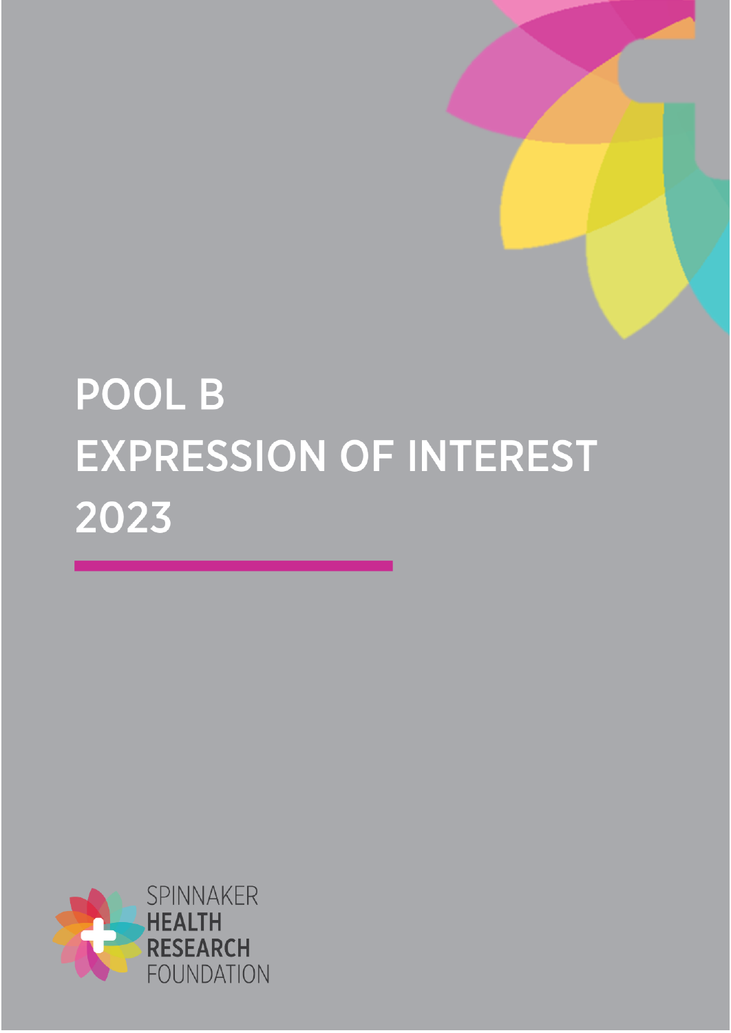# POOL B
# EXPRESSION OF INTEREST
# 2023

SPINNAKER
**HEALTH**
**RESEARCH**
FOUNDATION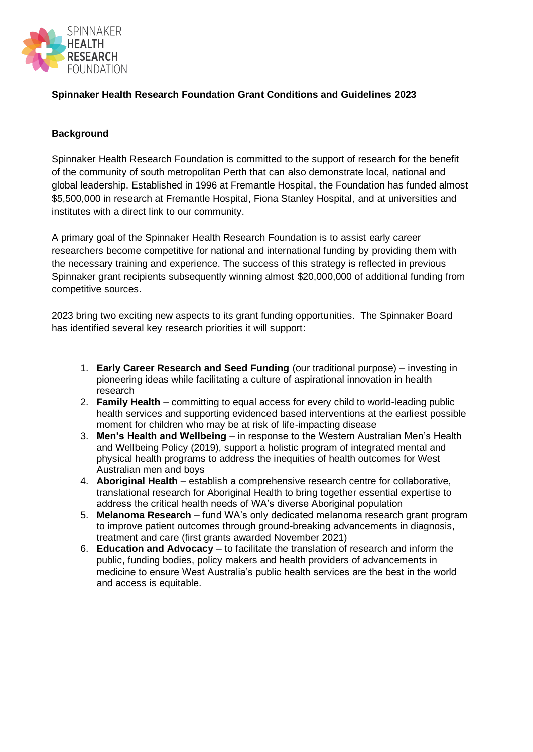**Spinnaker Health Research Foundation Grant Conditions and Guidelines 2023**

**Background**

Spinnaker Health Research Foundation is committed to the support of research for the benefit of the community of south metropolitan Perth that can also demonstrate local, national and global leadership. Established in 1996 at Fremantle Hospital, the Foundation has funded almost $5,500,000 in research at Fremantle Hospital, Fiona Stanley Hospital, and at universities and institutes with a direct link to our community.

A primary goal of the Spinnaker Health Research Foundation is to assist early career researchers become competitive for national and international funding by providing them with the necessary training and experience. The success of this strategy is reflected in previous Spinnaker grant recipients subsequently winning almost $20,000,000 of additional funding from competitive sources.

2023 bring two exciting new aspects to its grant funding opportunities. The Spinnaker Board has identified several key research priorities it will support:

1. **Early Career Research and Seed Funding** (our traditional purpose) – investing in pioneering ideas while facilitating a culture of aspirational innovation in health research
2. **Family Health** – committing to equal access for every child to world-leading public health services and supporting evidenced based interventions at the earliest possible moment for children who may be at risk of life-impacting disease
3. **Men's Health and Wellbeing** – in response to the Western Australian Men's Health and Wellbeing Policy (2019), support a holistic program of integrated mental and physical health programs to address the inequities of health outcomes for West Australian men and boys
4. **Aboriginal Health** – establish a comprehensive research centre for collaborative, translational research for Aboriginal Health to bring together essential expertise to address the critical health needs of WA's diverse Aboriginal population
5. **Melanoma Research** – fund WA's only dedicated melanoma research grant program to improve patient outcomes through ground-breaking advancements in diagnosis, treatment and care (first grants awarded November 2021)
6. **Education and Advocacy** – to facilitate the translation of research and inform the public, funding bodies, policy makers and health providers of advancements in medicine to ensure West Australia's public health services are the best in the world and access is equitable.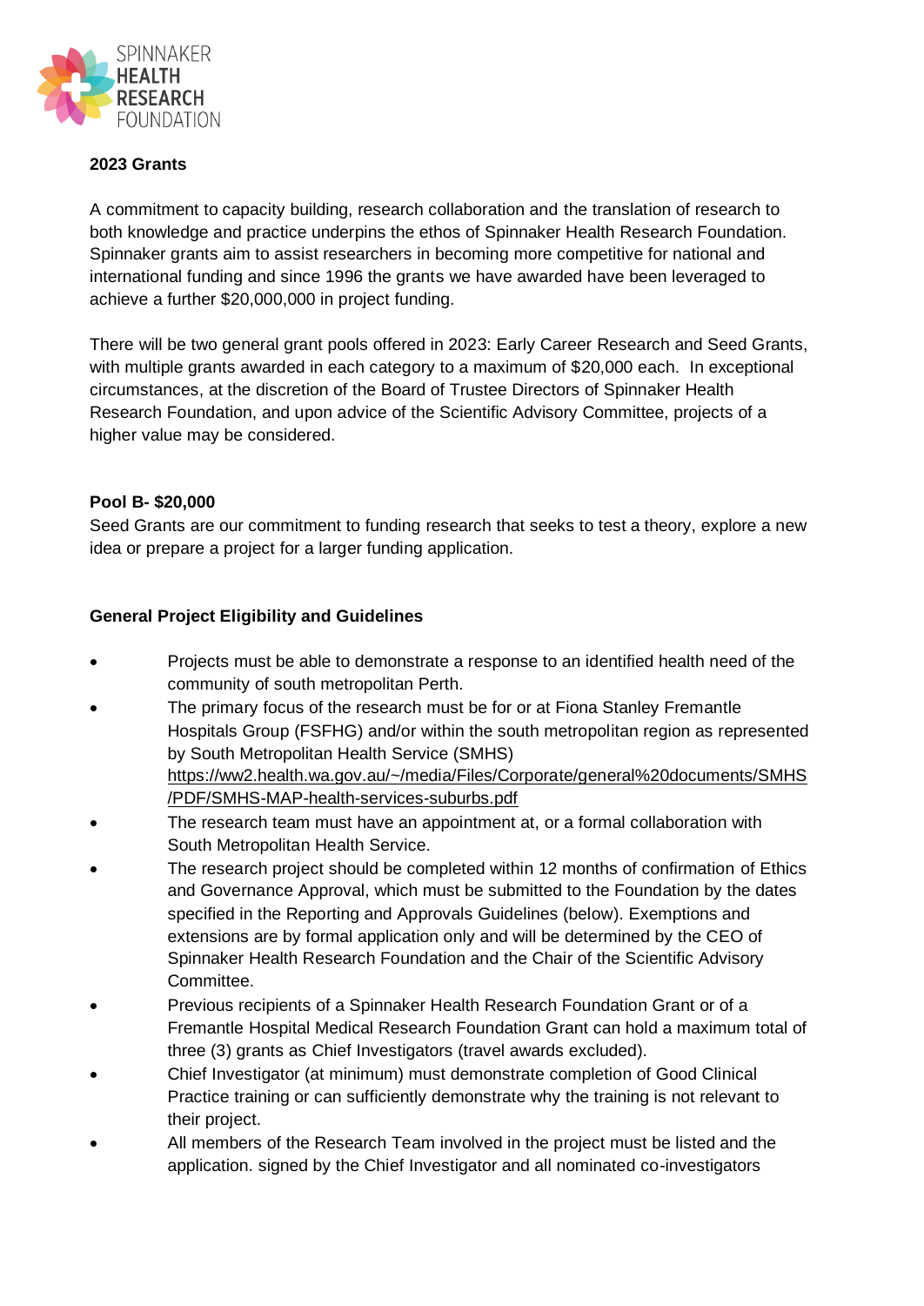**2023 Grants**

A commitment to capacity building, research collaboration and the translation of research to both knowledge and practice underpins the ethos of Spinnaker Health Research Foundation. Spinnaker grants aim to assist researchers in becoming more competitive for national and international funding and since 1996 the grants we have awarded have been leveraged to achieve a further $20,000,000 in project funding.

There will be two general grant pools offered in 2023: Early Career Research and Seed Grants, with multiple grants awarded in each category to a maximum of $20,000 each. In exceptional circumstances, at the discretion of the Board of Trustee Directors of Spinnaker Health Research Foundation, and upon advice of the Scientific Advisory Committee, projects of a higher value may be considered.

**Pool B- $20,000**

Seed Grants are our commitment to funding research that seeks to test a theory, explore a new idea or prepare a project for a larger funding application.

**General Project Eligibility and Guidelines**

- Projects must be able to demonstrate a response to an identified health need of the community of south metropolitan Perth.
- The primary focus of the research must be for or at Fiona Stanley Fremantle Hospitals Group (FSFHG) and/or within the south metropolitan region as represented by South Metropolitan Health Service (SMHS) https://ww2.health.wa.gov.au/~/media/Files/Corporate/general%20documents/SMHS/PDF/SMHS-MAP-health-services-suburbs.pdf
- The research team must have an appointment at, or a formal collaboration with South Metropolitan Health Service.
- The research project should be completed within 12 months of confirmation of Ethics and Governance Approval, which must be submitted to the Foundation by the dates specified in the Reporting and Approvals Guidelines (below). Exemptions and extensions are by formal application only and will be determined by the CEO of Spinnaker Health Research Foundation and the Chair of the Scientific Advisory Committee.
- Previous recipients of a Spinnaker Health Research Foundation Grant or of a Fremantle Hospital Medical Research Foundation Grant can hold a maximum total of three (3) grants as Chief Investigators (travel awards excluded).
- Chief Investigator (at minimum) must demonstrate completion of Good Clinical Practice training or can sufficiently demonstrate why the training is not relevant to their project.
- All members of the Research Team involved in the project must be listed and the application. signed by the Chief Investigator and all nominated co-investigators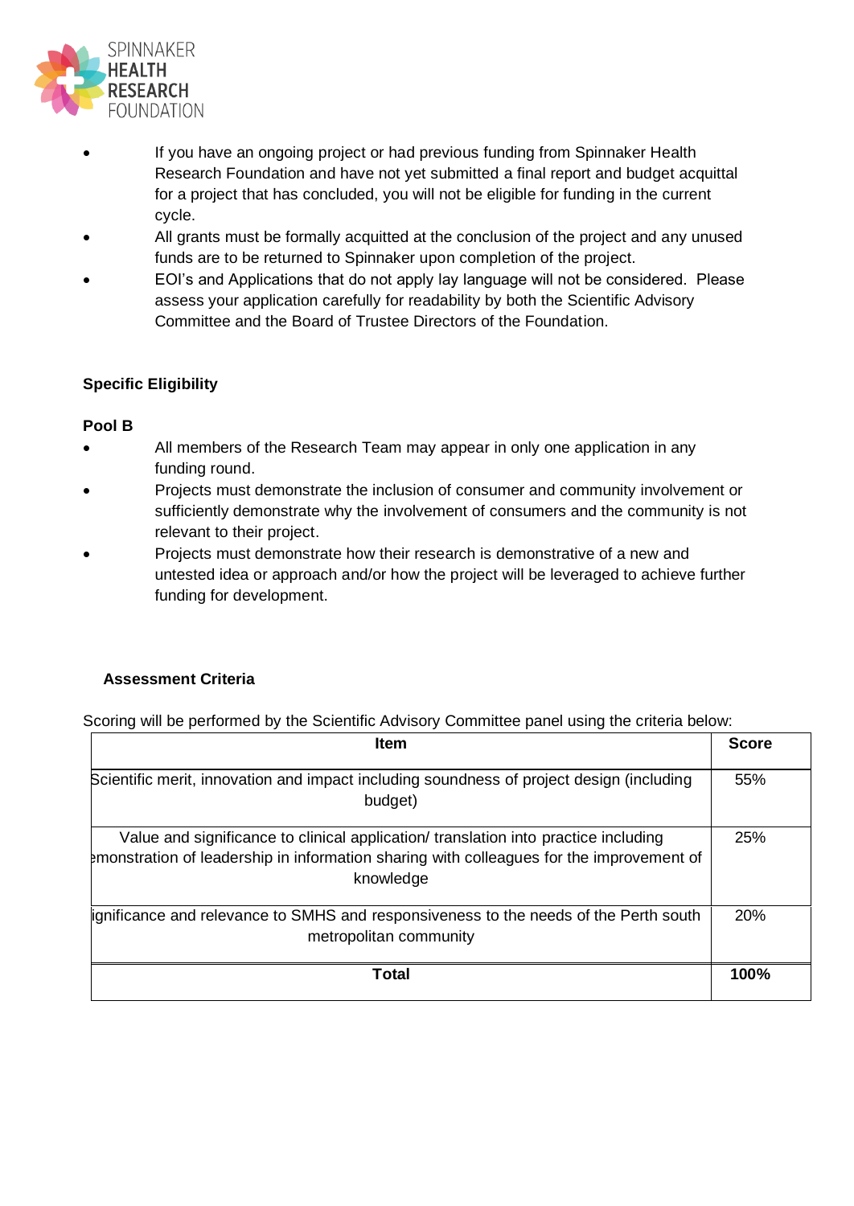- If you have an ongoing project or had previous funding from Spinnaker Health Research Foundation and have not yet submitted a final report and budget acquittal for a project that has concluded, you will not be eligible for funding in the current cycle.
- All grants must be formally acquitted at the conclusion of the project and any unused funds are to be returned to Spinnaker upon completion of the project.
- EOI's and Applications that do not apply lay language will not be considered. Please assess your application carefully for readability by both the Scientific Advisory Committee and the Board of Trustee Directors of the Foundation.

**Specific Eligibility**

**Pool B**

- All members of the Research Team may appear in only one application in any funding round.
- Projects must demonstrate the inclusion of consumer and community involvement or sufficiently demonstrate why the involvement of consumers and the community is not relevant to their project.
- Projects must demonstrate how their research is demonstrative of a new and untested idea or approach and/or how the project will be leveraged to achieve further funding for development.

**Assessment Criteria**

Scoring will be performed by the Scientific Advisory Committee panel using the criteria below:

| Item | Score |
|---|---|
| Scientific merit, innovation and impact including soundness of project design (including budget) | 55% |
| Value and significance to clinical application/ translation into practice including demonstration of leadership in information sharing with colleagues for the improvement of knowledge | 25% |
| Significance and relevance to SMHS and responsiveness to the needs of the Perth south metropolitan community | 20% |
| **Total** | **100%** |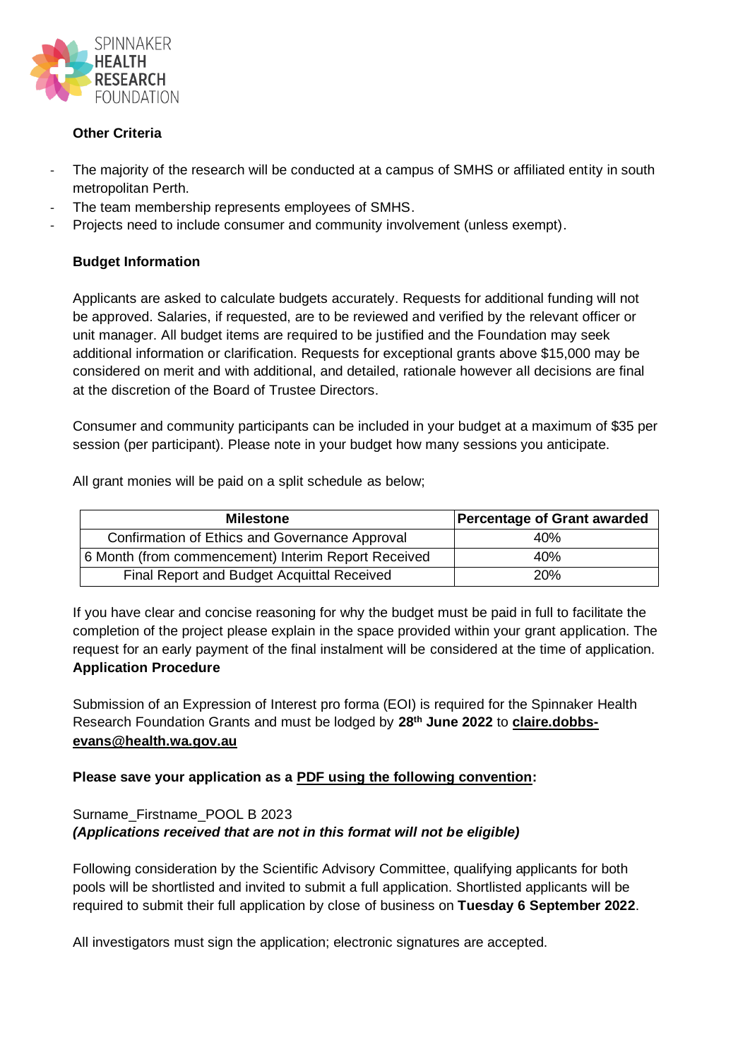### Other Criteria

- The majority of the research will be conducted at a campus of SMHS or affiliated entity in south metropolitan Perth.
- The team membership represents employees of SMHS.
- Projects need to include consumer and community involvement (unless exempt).

### Budget Information

Applicants are asked to calculate budgets accurately. Requests for additional funding will not be approved. Salaries, if requested, are to be reviewed and verified by the relevant officer or unit manager. All budget items are required to be justified and the Foundation may seek additional information or clarification. Requests for exceptional grants above $15,000 may be considered on merit and with additional, and detailed, rationale however all decisions are final at the discretion of the Board of Trustee Directors.

Consumer and community participants can be included in your budget at a maximum of $35 per session (per participant). Please note in your budget how many sessions you anticipate.

All grant monies will be paid on a split schedule as below;

| Milestone | Percentage of Grant awarded |
|---|---|
| Confirmation of Ethics and Governance Approval | 40% |
| 6 Month (from commencement) Interim Report Received | 40% |
| Final Report and Budget Acquittal Received | 20% |

If you have clear and concise reasoning for why the budget must be paid in full to facilitate the completion of the project please explain in the space provided within your grant application. The request for an early payment of the final instalment will be considered at the time of application.

### Application Procedure

Submission of an Expression of Interest pro forma (EOI) is required for the Spinnaker Health Research Foundation Grants and must be lodged by **28th June 2022** to **claire.dobbs-evans@health.wa.gov.au**

**Please save your application as a PDF using the following convention:**

Surname_Firstname_POOL B 2023
***(Applications received that are not in this format will not be eligible)***

Following consideration by the Scientific Advisory Committee, qualifying applicants for both pools will be shortlisted and invited to submit a full application. Shortlisted applicants will be required to submit their full application by close of business on **Tuesday 6 September 2022**.

All investigators must sign the application; electronic signatures are accepted.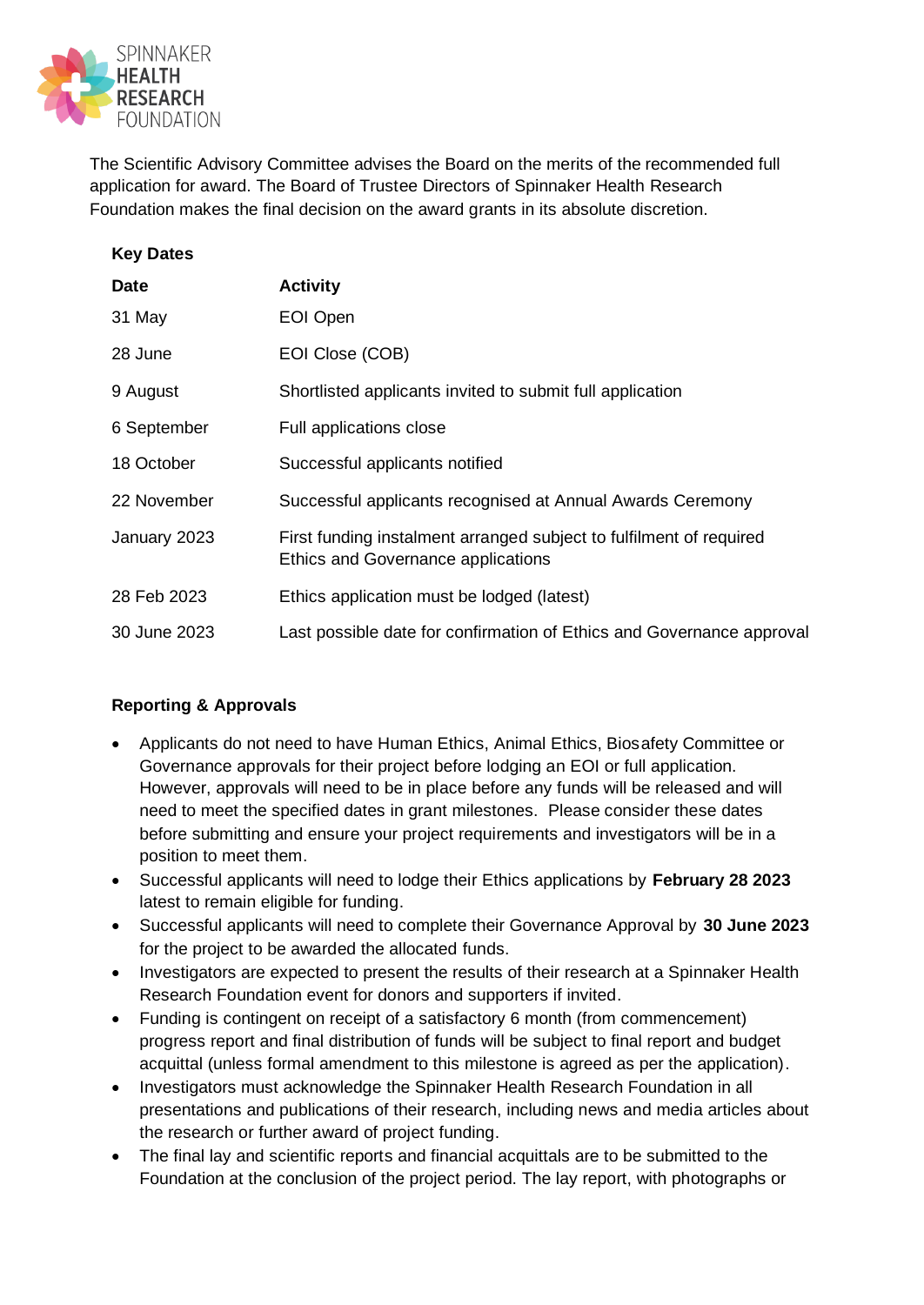The Scientific Advisory Committee advises the Board on the merits of the recommended full application for award. The Board of Trustee Directors of Spinnaker Health Research Foundation makes the final decision on the award grants in its absolute discretion.

**Key Dates**

| Date | Activity |
|---|---|
| 31 May | EOI Open |
| 28 June | EOI Close (COB) |
| 9 August | Shortlisted applicants invited to submit full application |
| 6 September | Full applications close |
| 18 October | Successful applicants notified |
| 22 November | Successful applicants recognised at Annual Awards Ceremony |
| January 2023 | First funding instalment arranged subject to fulfilment of required Ethics and Governance applications |
| 28 Feb 2023 | Ethics application must be lodged (latest) |
| 30 June 2023 | Last possible date for confirmation of Ethics and Governance approval |

**Reporting & Approvals**

- Applicants do not need to have Human Ethics, Animal Ethics, Biosafety Committee or Governance approvals for their project before lodging an EOI or full application. However, approvals will need to be in place before any funds will be released and will need to meet the specified dates in grant milestones. Please consider these dates before submitting and ensure your project requirements and investigators will be in a position to meet them.
- Successful applicants will need to lodge their Ethics applications by **February 28 2023** latest to remain eligible for funding.
- Successful applicants will need to complete their Governance Approval by **30 June 2023** for the project to be awarded the allocated funds.
- Investigators are expected to present the results of their research at a Spinnaker Health Research Foundation event for donors and supporters if invited.
- Funding is contingent on receipt of a satisfactory 6 month (from commencement) progress report and final distribution of funds will be subject to final report and budget acquittal (unless formal amendment to this milestone is agreed as per the application).
- Investigators must acknowledge the Spinnaker Health Research Foundation in all presentations and publications of their research, including news and media articles about the research or further award of project funding.
- The final lay and scientific reports and financial acquittals are to be submitted to the Foundation at the conclusion of the project period. The lay report, with photographs or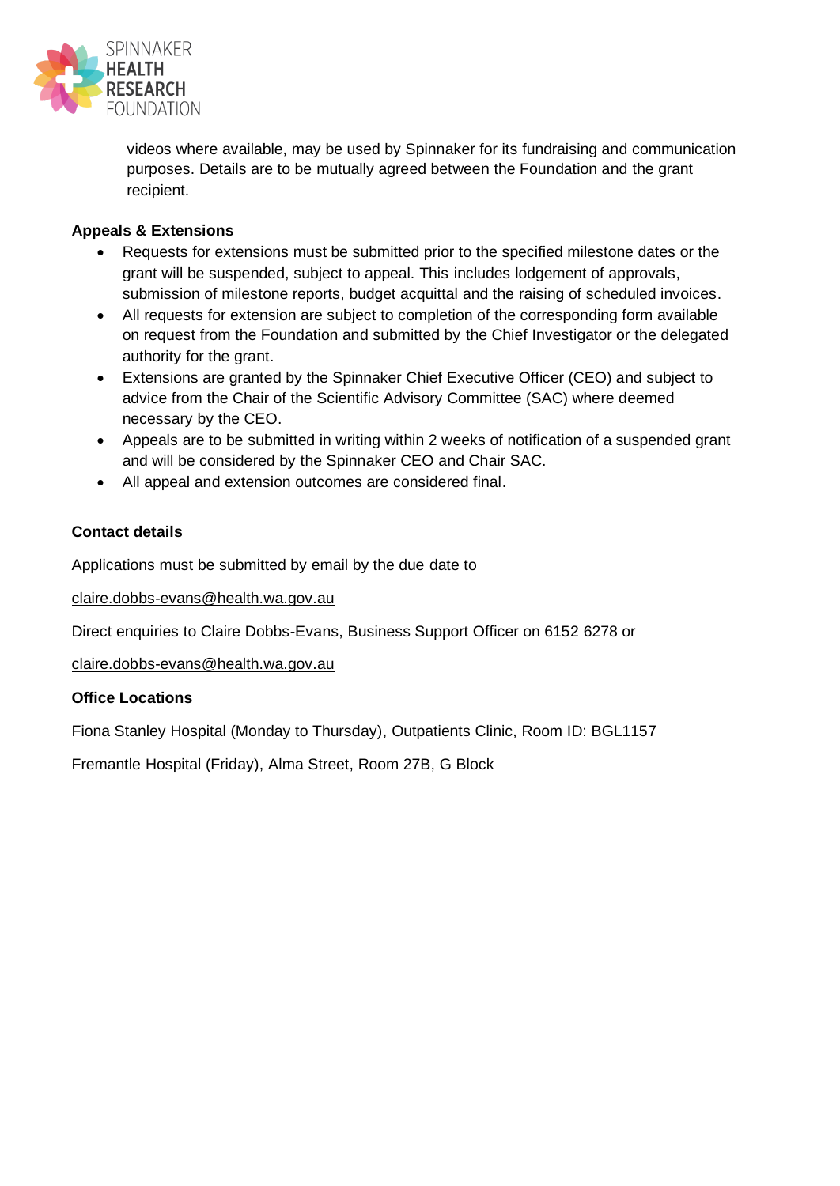videos where available, may be used by Spinnaker for its fundraising and communication purposes. Details are to be mutually agreed between the Foundation and the grant recipient.

**Appeals & Extensions**

- Requests for extensions must be submitted prior to the specified milestone dates or the grant will be suspended, subject to appeal. This includes lodgement of approvals, submission of milestone reports, budget acquittal and the raising of scheduled invoices.
- All requests for extension are subject to completion of the corresponding form available on request from the Foundation and submitted by the Chief Investigator or the delegated authority for the grant.
- Extensions are granted by the Spinnaker Chief Executive Officer (CEO) and subject to advice from the Chair of the Scientific Advisory Committee (SAC) where deemed necessary by the CEO.
- Appeals are to be submitted in writing within 2 weeks of notification of a suspended grant and will be considered by the Spinnaker CEO and Chair SAC.
- All appeal and extension outcomes are considered final.

**Contact details**

Applications must be submitted by email by the due date to

claire.dobbs-evans@health.wa.gov.au

Direct enquiries to Claire Dobbs-Evans, Business Support Officer on 6152 6278 or

claire.dobbs-evans@health.wa.gov.au

**Office Locations**

Fiona Stanley Hospital (Monday to Thursday), Outpatients Clinic, Room ID: BGL1157

Fremantle Hospital (Friday), Alma Street, Room 27B, G Block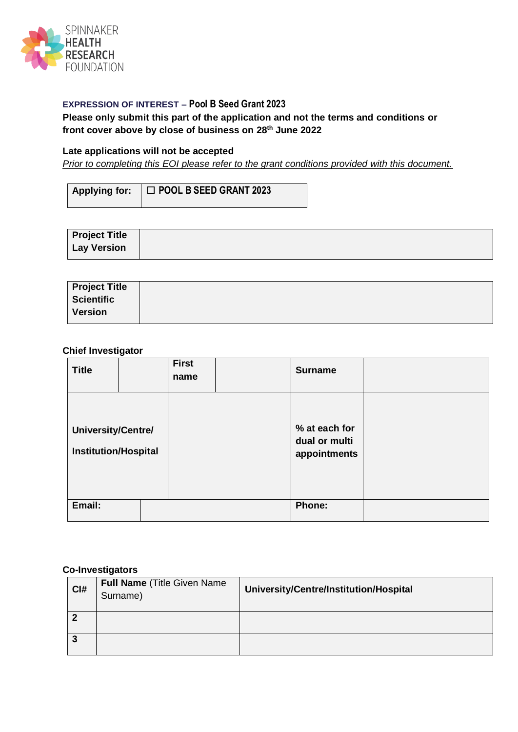SPINNAKER HEALTH RESEARCH FOUNDATION

**EXPRESSION OF INTEREST – Pool B Seed Grant 2023**

**Please only submit this part of the application and not the terms and conditions or front cover above by close of business on 28th June 2022**

**Late applications will not be accepted**

*Prior to completing this EOI please refer to the grant conditions provided with this document.*

| **Applying for:** | ☐ **POOL B SEED GRANT 2023** |
|---|---|

| **Project Title Lay Version** | |
|---|---|

| **Project Title Scientific Version** | |
|---|---|

**Chief Investigator**

| **Title** | | **First name** | | **Surname** | |
|---|---|---|---|---|---|
| **University/Centre/ Institution/Hospital** | | | | **% at each for dual or multi appointments** | |
| **Email:** | | | | **Phone:** | |

**Co-Investigators**

| **CI#** | **Full Name** (Title Given Name Surname) | **University/Centre/Institution/Hospital** |
|---|---|---|
| **2** | | |
| **3** | | |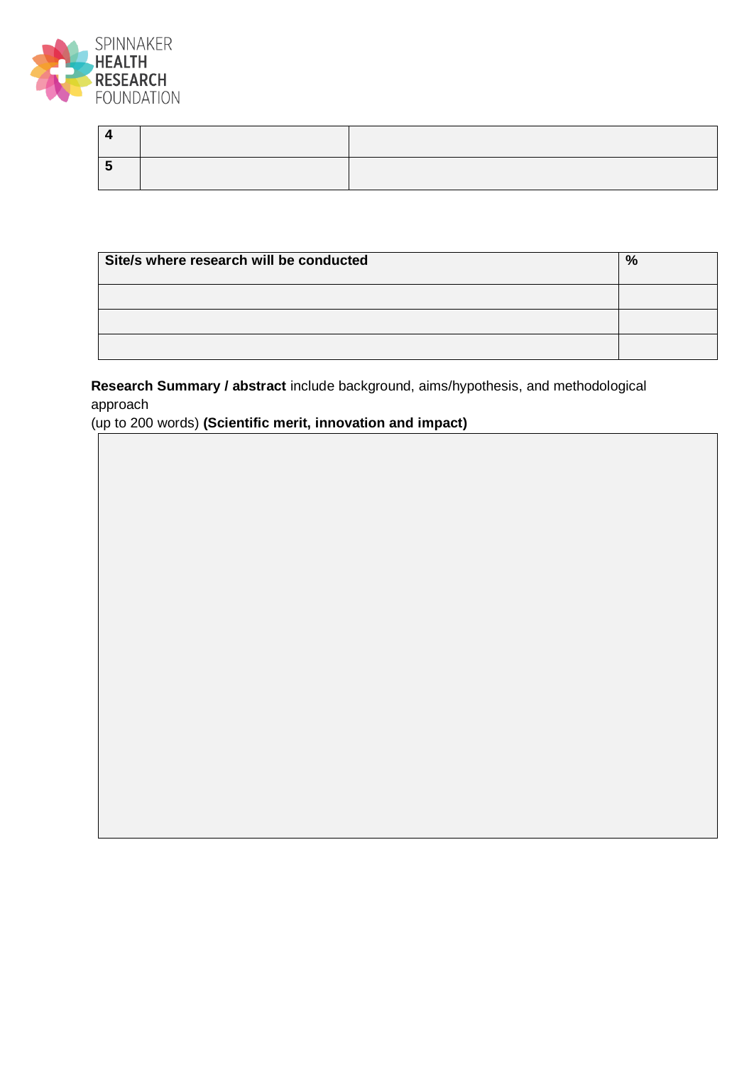| 4 | | |
|---|---|---|
| 5 | | |

| Site/s where research will be conducted | % |
|---|---|
| | |
| | |
| | |

**Research Summary / abstract** include background, aims/hypothesis, and methodological approach
(up to 200 words) **(Scientific merit, innovation and impact)**

| |
|---|
| |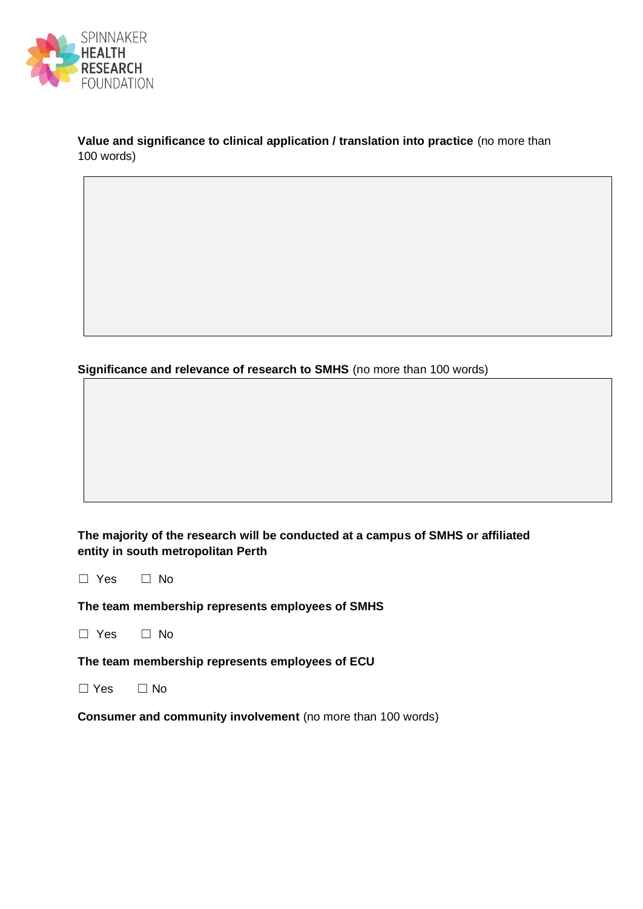**Value and significance to clinical application / translation into practice** (no more than 100 words)

**Significance and relevance of research to SMHS** (no more than 100 words)

**The majority of the research will be conducted at a campus of SMHS or affiliated entity in south metropolitan Perth**

☐ Yes ☐ No

**The team membership represents employees of SMHS**

☐ Yes ☐ No

**The team membership represents employees of ECU**

☐ Yes ☐ No

**Consumer and community involvement** (no more than 100 words)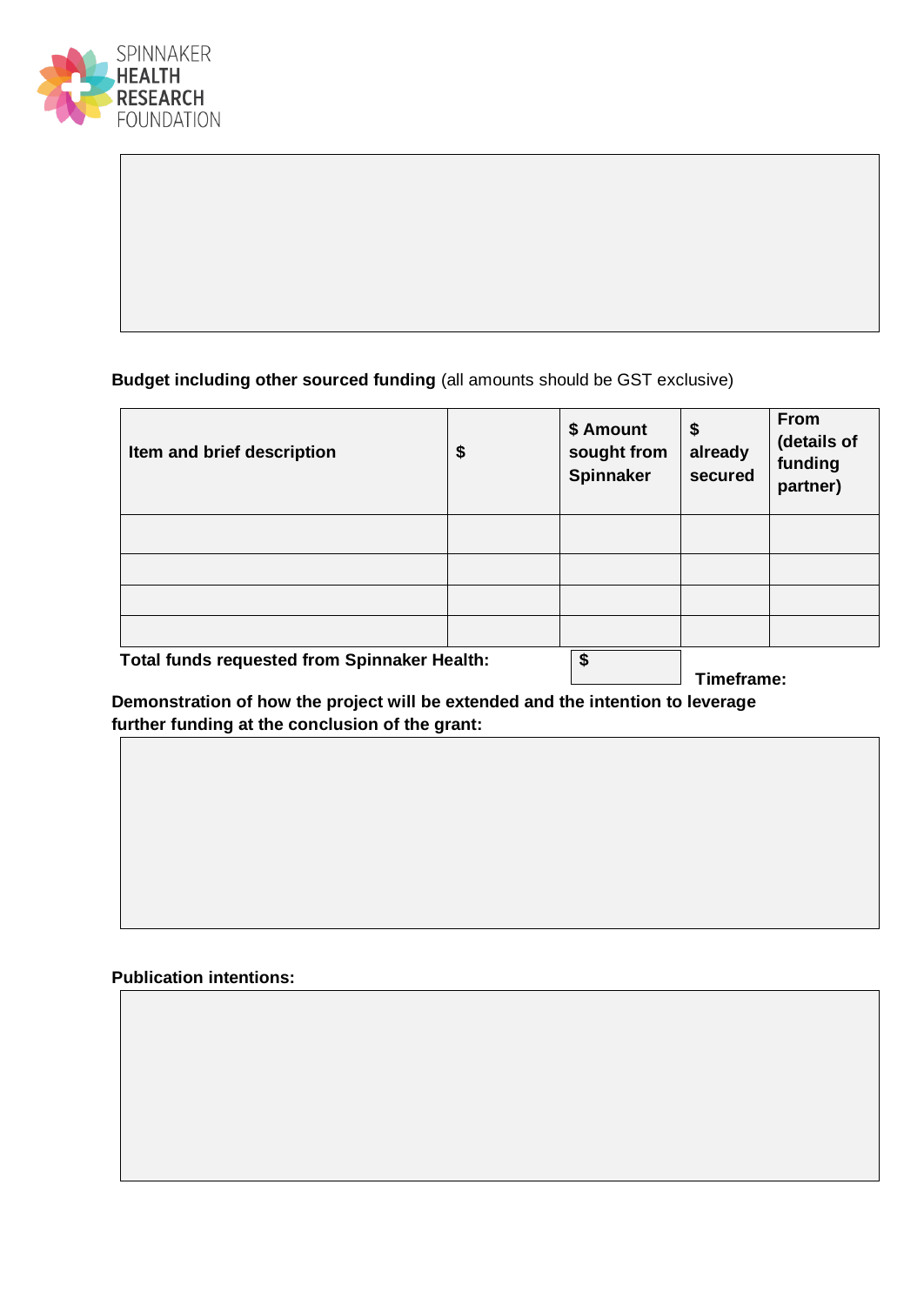**Budget including other sourced funding** (all amounts should be GST exclusive)

| Item and brief description | $ | $ Amount sought from Spinnaker | $ already secured | From (details of funding partner) |
|---|---|---|---|---|
| | | | | |
| | | | | |
| | | | | |
| | | | | |

**Total funds requested from Spinnaker Health:** **$**

**Timeframe:**

**Demonstration of how the project will be extended and the intention to leverage further funding at the conclusion of the grant:**

**Publication intentions:**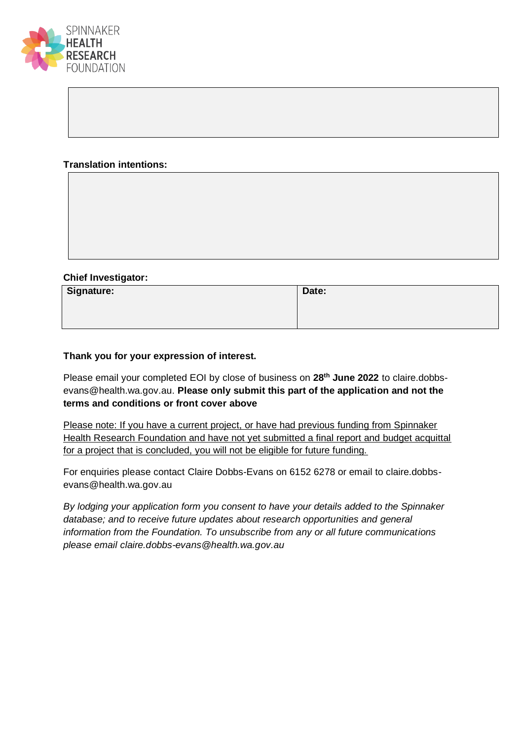**Translation intentions:**

**Chief Investigator:**

| Signature: | Date: |
| --- | --- |
| | |

**Thank you for your expression of interest.**

Please email your completed EOI by close of business on **28th June 2022** to claire.dobbs-evans@health.wa.gov.au. **Please only submit this part of the application and not the terms and conditions or front cover above**

Please note: If you have a current project, or have had previous funding from Spinnaker Health Research Foundation and have not yet submitted a final report and budget acquittal for a project that is concluded, you will not be eligible for future funding.

For enquiries please contact Claire Dobbs-Evans on 6152 6278 or email to claire.dobbs-evans@health.wa.gov.au

*By lodging your application form you consent to have your details added to the Spinnaker database; and to receive future updates about research opportunities and general information from the Foundation. To unsubscribe from any or all future communications please email claire.dobbs-evans@health.wa.gov.au*